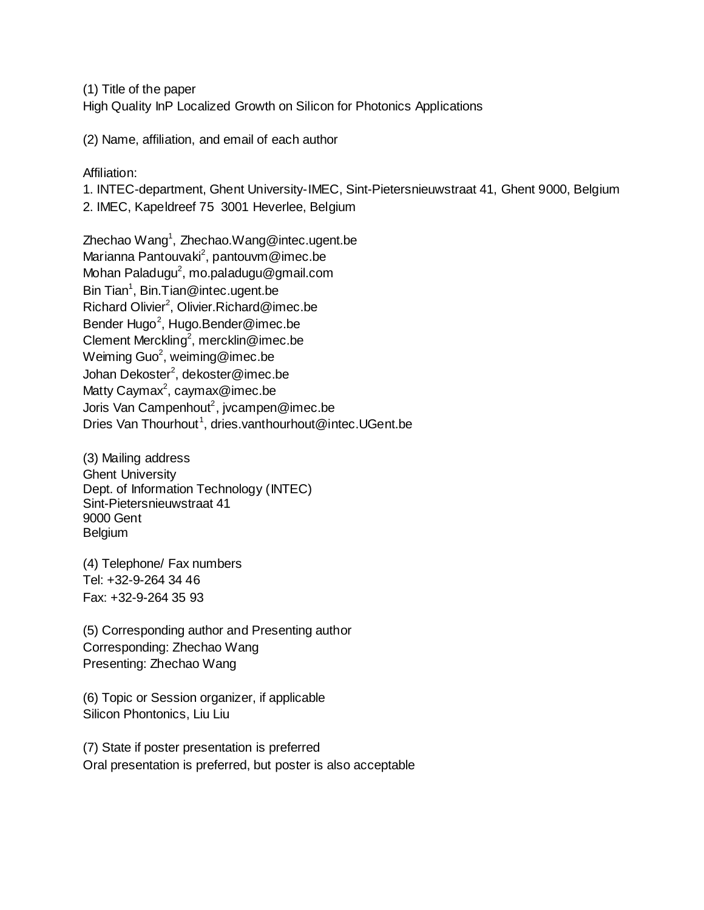(1) Title of the paper
High Quality InP Localized Growth on Silicon for Photonics Applications

(2) Name, affiliation, and email of each author

Affiliation:
1. INTEC-department, Ghent University-IMEC, Sint-Pietersnieuwstraat 41, Ghent 9000, Belgium
2. IMEC, Kapeldreef 75 3001 Heverlee, Belgium

Zhechao Wang[1], Zhechao.Wang@intec.ugent.be
Marianna Pantouvaki[2], pantouvm@imec.be
Mohan Paladugu[2], mo.paladugu@gmail.com
Bin Tian[1], Bin.Tian@intec.ugent.be
Richard Olivier[2], Olivier.Richard@imec.be
Bender Hugo[2], Hugo.Bender@imec.be
Clement Merckling[2], mercklin@imec.be
Weiming Guo[2], weiming@imec.be
Johan Dekoster[2], dekoster@imec.be
Matty Caymax[2], caymax@imec.be
Joris Van Campenhout[2], jvcampen@imec.be
Dries Van Thourhout[1], dries.vanthourhout@intec.UGent.be

(3) Mailing address
Ghent University
Dept. of Information Technology (INTEC)
Sint-Pietersnieuwstraat 41
9000 Gent
Belgium

(4) Telephone/ Fax numbers
Tel: +32-9-264 34 46
Fax: +32-9-264 35 93

(5) Corresponding author and Presenting author
Corresponding: Zhechao Wang
Presenting: Zhechao Wang

(6) Topic or Session organizer, if applicable
Silicon Phontonics, Liu Liu

(7) State if poster presentation is preferred
Oral presentation is preferred, but poster is also acceptable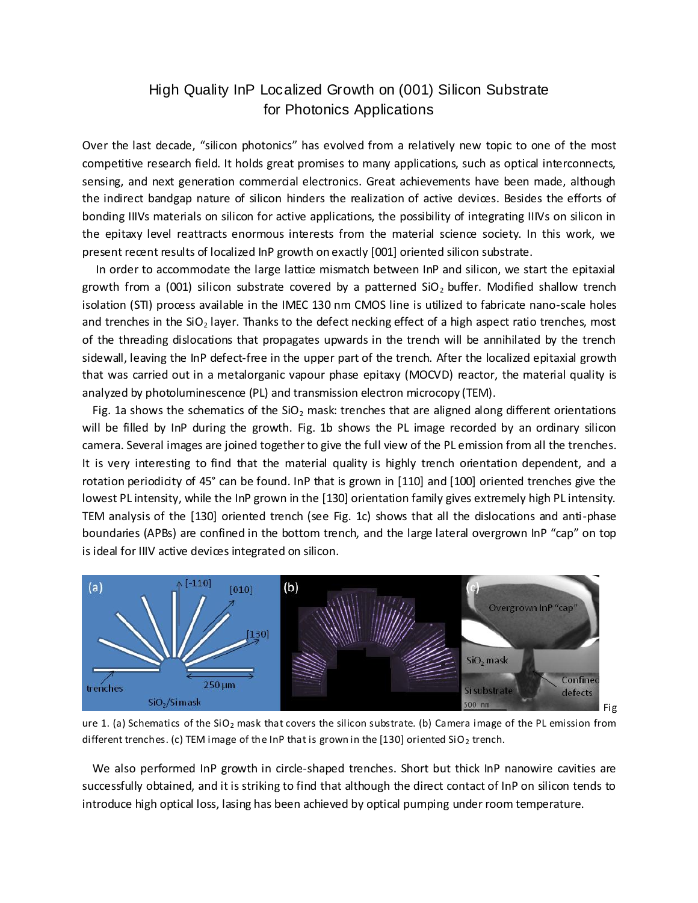# High Quality InP Localized Growth on (001) Silicon Substrate for Photonics Applications

Over the last decade, "silicon photonics" has evolved from a relatively new topic to one of the most competitive research field. It holds great promises to many applications, such as optical interconnects, sensing, and next generation commercial electronics. Great achievements have been made, although the indirect bandgap nature of silicon hinders the realization of active devices. Besides the efforts of bonding IIIVs materials on silicon for active applications, the possibility of integrating IIIVs on silicon in the epitaxy level reattracts enormous interests from the material science society. In this work, we present recent results of localized InP growth on exactly [001] oriented silicon substrate.

In order to accommodate the large lattice mismatch between InP and silicon, we start the epitaxial growth from a (001) silicon substrate covered by a patterned $SiO_2$ buffer. Modified shallow trench isolation (STI) process available in the IMEC 130 nm CMOS line is utilized to fabricate nano-scale holes and trenches in the $SiO_2$ layer. Thanks to the defect necking effect of a high aspect ratio trenches, most of the threading dislocations that propagates upwards in the trench will be annihilated by the trench sidewall, leaving the InP defect-free in the upper part of the trench. After the localized epitaxial growth that was carried out in a metalorganic vapour phase epitaxy (MOCVD) reactor, the material quality is analyzed by photoluminescence (PL) and transmission electron microcopy (TEM).

Fig. 1a shows the schematics of the $SiO_2$ mask: trenches that are aligned along different orientations will be filled by InP during the growth. Fig. 1b shows the PL image recorded by an ordinary silicon camera. Several images are joined together to give the full view of the PL emission from all the trenches. It is very interesting to find that the material quality is highly trench orientation dependent, and a rotation periodicity of 45° can be found. InP that is grown in [110] and [100] oriented trenches give the lowest PL intensity, while the InP grown in the [130] orientation family gives extremely high PL intensity. TEM analysis of the [130] oriented trench (see Fig. 1c) shows that all the dislocations and anti-phase boundaries (APBs) are confined in the bottom trench, and the large lateral overgrown InP "cap" on top is ideal for IIIV active devices integrated on silicon.

(a)
[-110]
[010]
[130]
trenches
250 μm
$SiO_2$/Si mask

(b)

(c)
Overgrown InP "cap"
$SiO_2$ mask
Si substrate
Confined defects
500 nm

Figure 1. (a) Schematics of the $SiO_2$ mask that covers the silicon substrate. (b) Camera image of the PL emission from different trenches. (c) TEM image of the InP that is grown in the [130] oriented $SiO_2$ trench.

We also performed InP growth in circle-shaped trenches. Short but thick InP nanowire cavities are successfully obtained, and it is striking to find that although the direct contact of InP on silicon tends to introduce high optical loss, lasing has been achieved by optical pumping under room temperature.